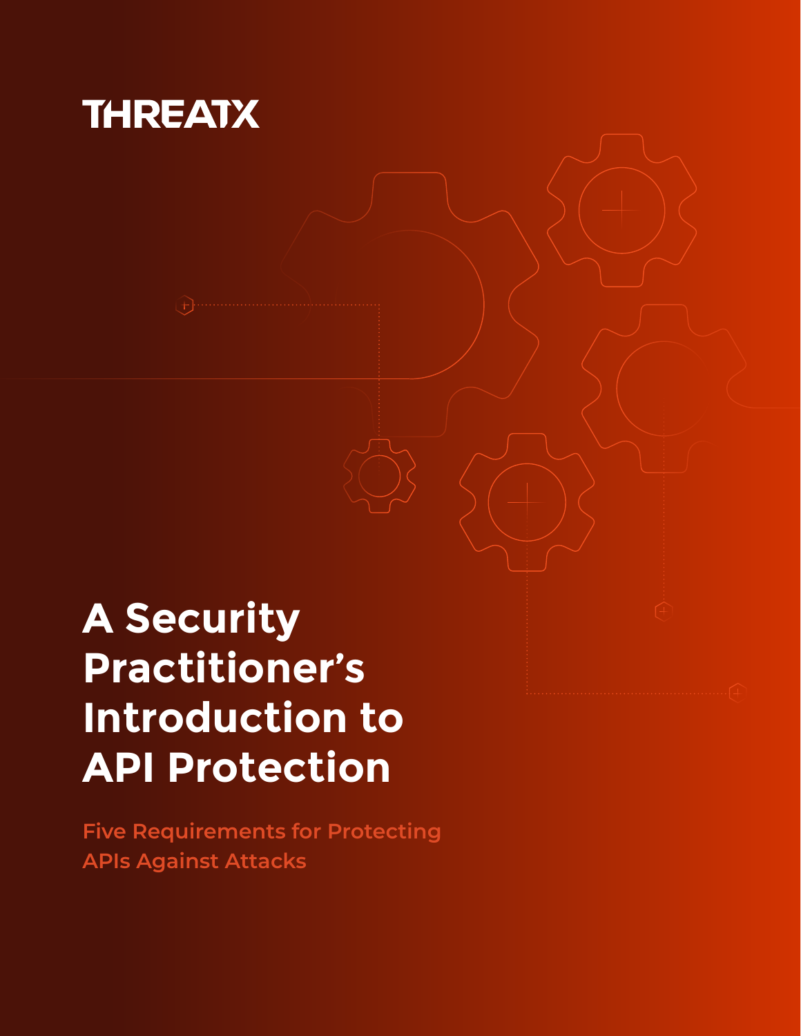THREATX

# A Security Practitioner's Introduction to API Protection

## Five Requirements for Protecting APIs Against Attacks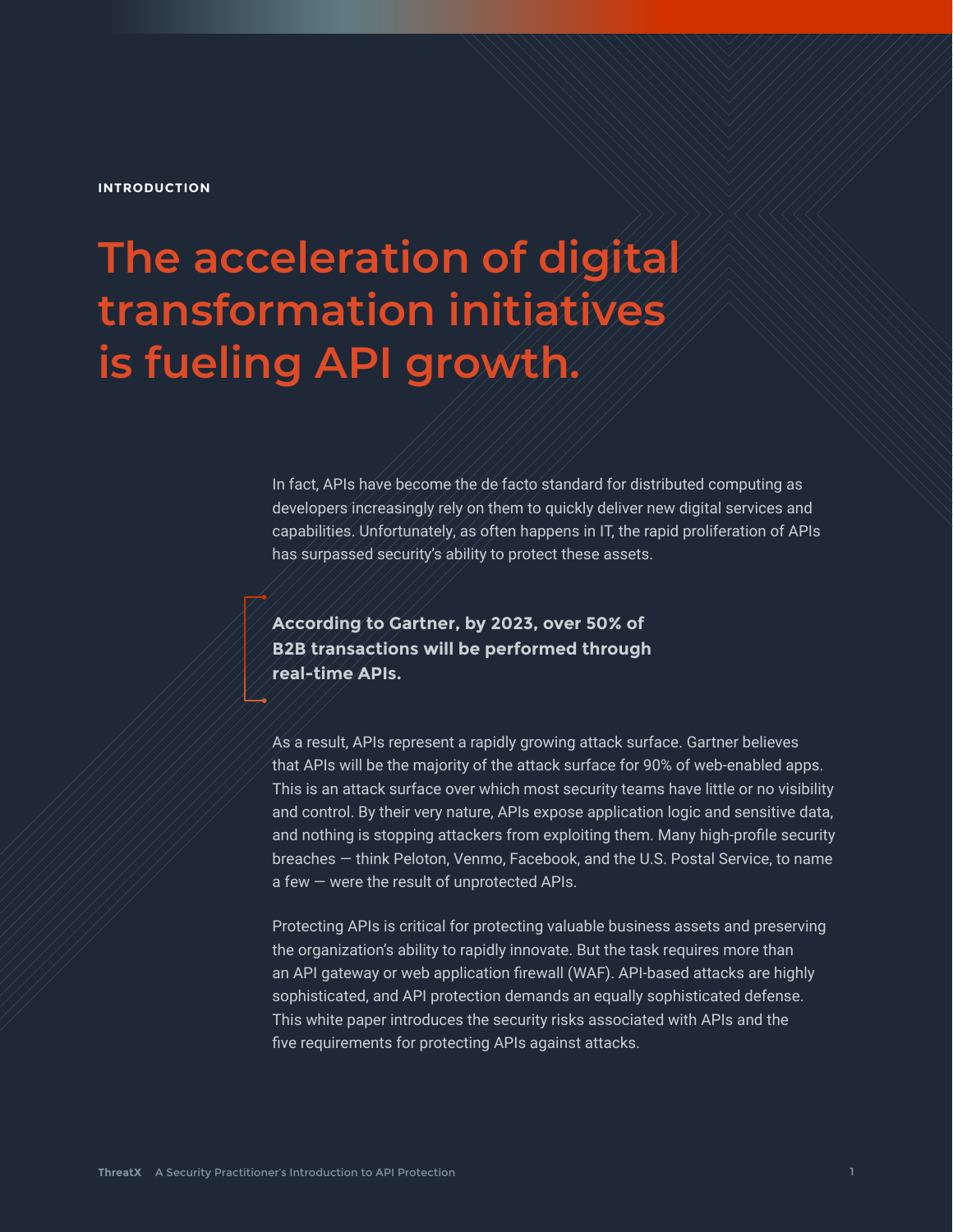**INTRODUCTION**

# The acceleration of digital transformation initiatives is fueling API growth.

In fact, APIs have become the de facto standard for distributed computing as developers increasingly rely on them to quickly deliver new digital services and capabilities. Unfortunately, as often happens in IT, the rapid proliferation of APIs has surpassed security's ability to protect these assets.

> **According to Gartner, by 2023, over 50% of B2B transactions will be performed through real-time APIs.**

As a result, APIs represent a rapidly growing attack surface. Gartner believes that APIs will be the majority of the attack surface for 90% of web-enabled apps. This is an attack surface over which most security teams have little or no visibility and control. By their very nature, APIs expose application logic and sensitive data, and nothing is stopping attackers from exploiting them. Many high-profile security breaches — think Peloton, Venmo, Facebook, and the U.S. Postal Service, to name a few — were the result of unprotected APIs.

Protecting APIs is critical for protecting valuable business assets and preserving the organization's ability to rapidly innovate. But the task requires more than an API gateway or web application firewall (WAF). API-based attacks are highly sophisticated, and API protection demands an equally sophisticated defense. This white paper introduces the security risks associated with APIs and the five requirements for protecting APIs against attacks.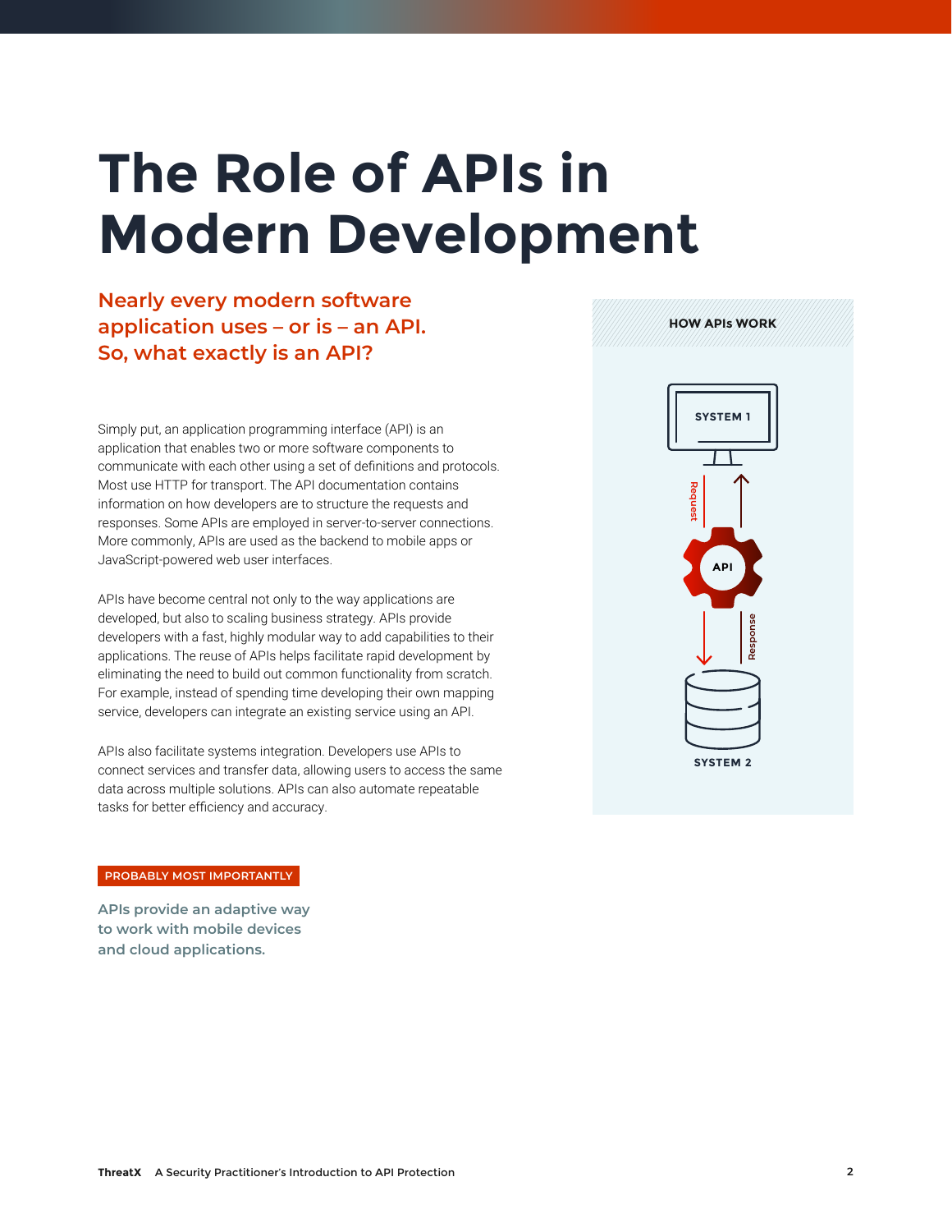# The Role of APIs in Modern Development

## Nearly every modern software application uses – or is – an API. So, what exactly is an API?

Simply put, an application programming interface (API) is an application that enables two or more software components to communicate with each other using a set of definitions and protocols. Most use HTTP for transport. The API documentation contains information on how developers are to structure the requests and responses. Some APIs are employed in server-to-server connections. More commonly, APIs are used as the backend to mobile apps or JavaScript-powered web user interfaces.

APIs have become central not only to the way applications are developed, but also to scaling business strategy. APIs provide developers with a fast, highly modular way to add capabilities to their applications. The reuse of APIs helps facilitate rapid development by eliminating the need to build out common functionality from scratch. For example, instead of spending time developing their own mapping service, developers can integrate an existing service using an API.

APIs also facilitate systems integration. Developers use APIs to connect services and transfer data, allowing users to access the same data across multiple solutions. APIs can also automate repeatable tasks for better efficiency and accuracy.

**PROBABLY MOST IMPORTANTLY**

**APIs provide an adaptive way to work with mobile devices and cloud applications.**

**HOW APIs WORK**

SYSTEM 1

Request

API

Response

SYSTEM 2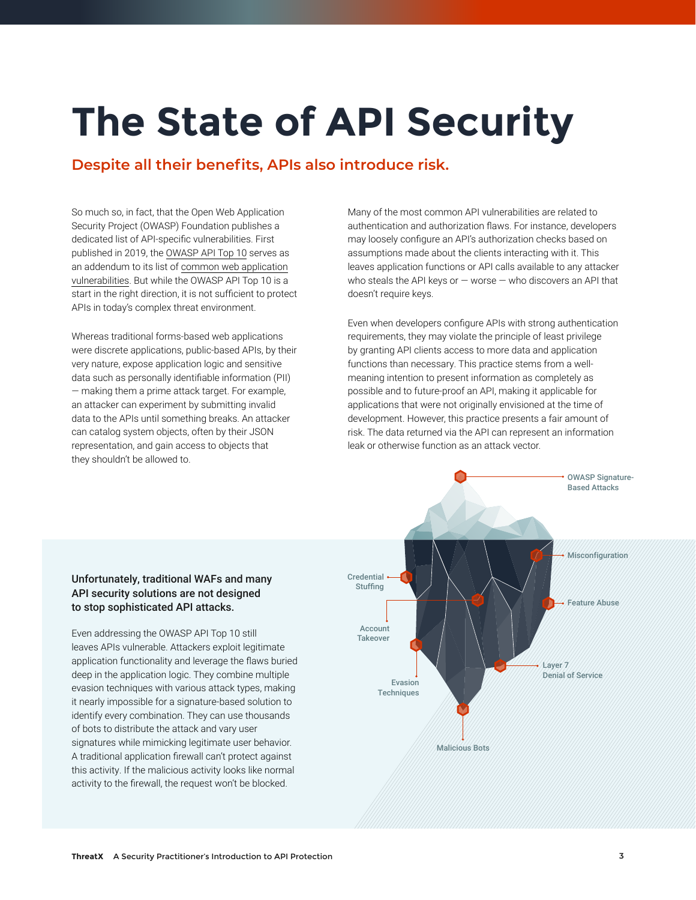# The State of API Security

## Despite all their benefits, APIs also introduce risk.

So much so, in fact, that the Open Web Application Security Project (OWASP) Foundation publishes a dedicated list of API-specific vulnerabilities. First published in 2019, the OWASP API Top 10 serves as an addendum to its list of common web application vulnerabilities. But while the OWASP API Top 10 is a start in the right direction, it is not sufficient to protect APIs in today's complex threat environment.

Whereas traditional forms-based web applications were discrete applications, public-based APIs, by their very nature, expose application logic and sensitive data such as personally identifiable information (PII) — making them a prime attack target. For example, an attacker can experiment by submitting invalid data to the APIs until something breaks. An attacker can catalog system objects, often by their JSON representation, and gain access to objects that they shouldn't be allowed to.

Many of the most common API vulnerabilities are related to authentication and authorization flaws. For instance, developers may loosely configure an API's authorization checks based on assumptions made about the clients interacting with it. This leaves application functions or API calls available to any attacker who steals the API keys or — worse — who discovers an API that doesn't require keys.

Even when developers configure APIs with strong authentication requirements, they may violate the principle of least privilege by granting API clients access to more data and application functions than necessary. This practice stems from a well-meaning intention to present information as completely as possible and to future-proof an API, making it applicable for applications that were not originally envisioned at the time of development. However, this practice presents a fair amount of risk. The data returned via the API can represent an information leak or otherwise function as an attack vector.

**Unfortunately, traditional WAFs and many API security solutions are not designed to stop sophisticated API attacks.**

Even addressing the OWASP API Top 10 still leaves APIs vulnerable. Attackers exploit legitimate application functionality and leverage the flaws buried deep in the application logic. They combine multiple evasion techniques with various attack types, making it nearly impossible for a signature-based solution to identify every combination. They can use thousands of bots to distribute the attack and vary user signatures while mimicking legitimate user behavior. A traditional application firewall can't protect against this activity. If the malicious activity looks like normal activity to the firewall, the request won't be blocked.

OWASP Signature-Based Attacks

Misconfiguration

Credential Stuffing

Feature Abuse

Account Takeover

Layer 7 Denial of Service

Evasion Techniques

Malicious Bots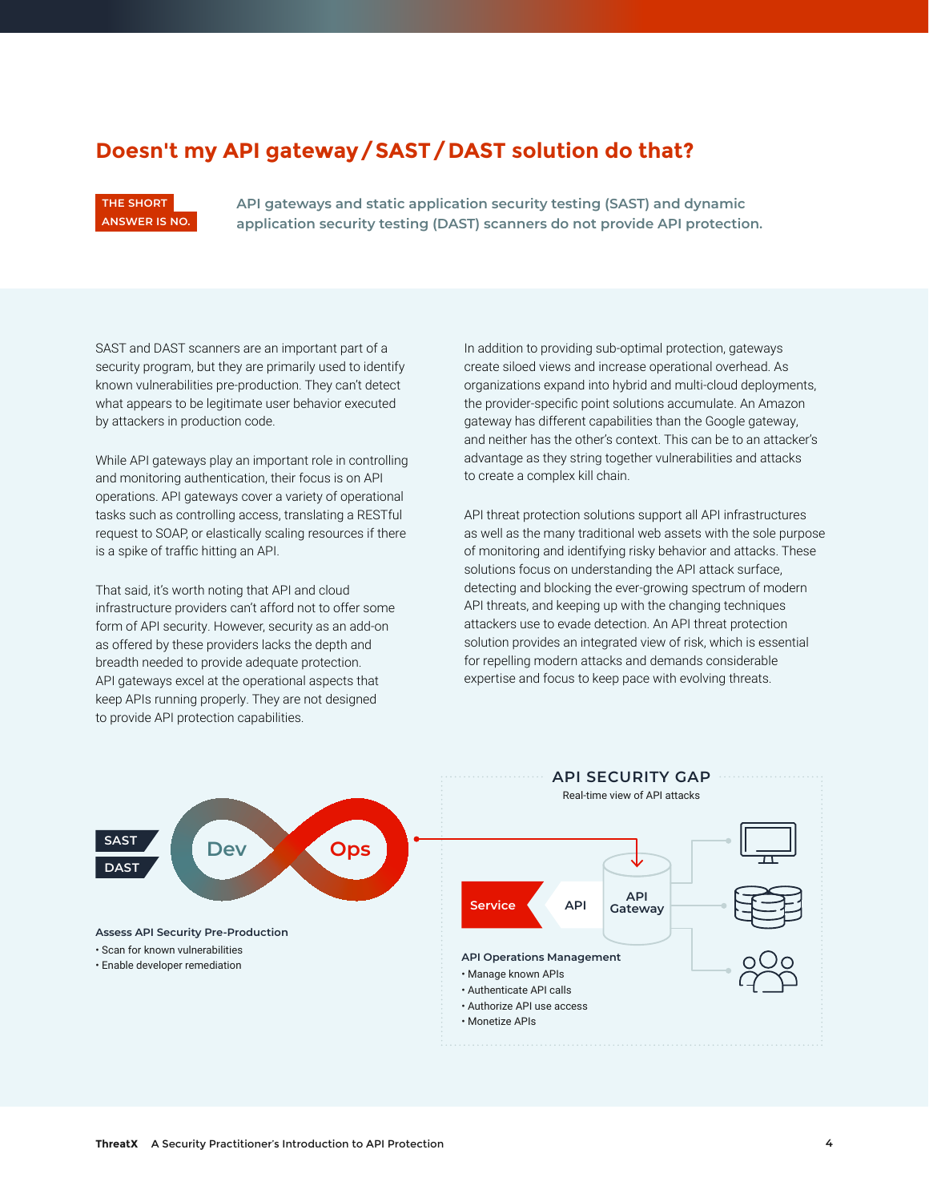## Doesn't my API gateway / SAST / DAST solution do that?

**THE SHORT ANSWER IS NO.**

**API gateways and static application security testing (SAST) and dynamic application security testing (DAST) scanners do not provide API protection.**

SAST and DAST scanners are an important part of a security program, but they are primarily used to identify known vulnerabilities pre-production. They can't detect what appears to be legitimate user behavior executed by attackers in production code.

While API gateways play an important role in controlling and monitoring authentication, their focus is on API operations. API gateways cover a variety of operational tasks such as controlling access, translating a RESTful request to SOAP, or elastically scaling resources if there is a spike of traffic hitting an API.

That said, it's worth noting that API and cloud infrastructure providers can't afford not to offer some form of API security. However, security as an add-on as offered by these providers lacks the depth and breadth needed to provide adequate protection. API gateways excel at the operational aspects that keep APIs running properly. They are not designed to provide API protection capabilities.

In addition to providing sub-optimal protection, gateways create siloed views and increase operational overhead. As organizations expand into hybrid and multi-cloud deployments, the provider-specific point solutions accumulate. An Amazon gateway has different capabilities than the Google gateway, and neither has the other's context. This can be to an attacker's advantage as they string together vulnerabilities and attacks to create a complex kill chain.

API threat protection solutions support all API infrastructures as well as the many traditional web assets with the sole purpose of monitoring and identifying risky behavior and attacks. These solutions focus on understanding the API attack surface, detecting and blocking the ever-growing spectrum of modern API threats, and keeping up with the changing techniques attackers use to evade detection. An API threat protection solution provides an integrated view of risk, which is essential for repelling modern attacks and demands considerable expertise and focus to keep pace with evolving threats.

SAST
DAST

Dev Ops

**Assess API Security Pre-Production**
- Scan for known vulnerabilities
- Enable developer remediation

**API SECURITY GAP**
Real-time view of API attacks

Service API API Gateway

**API Operations Management**
- Manage known APIs
- Authenticate API calls
- Authorize API use access
- Monetize APIs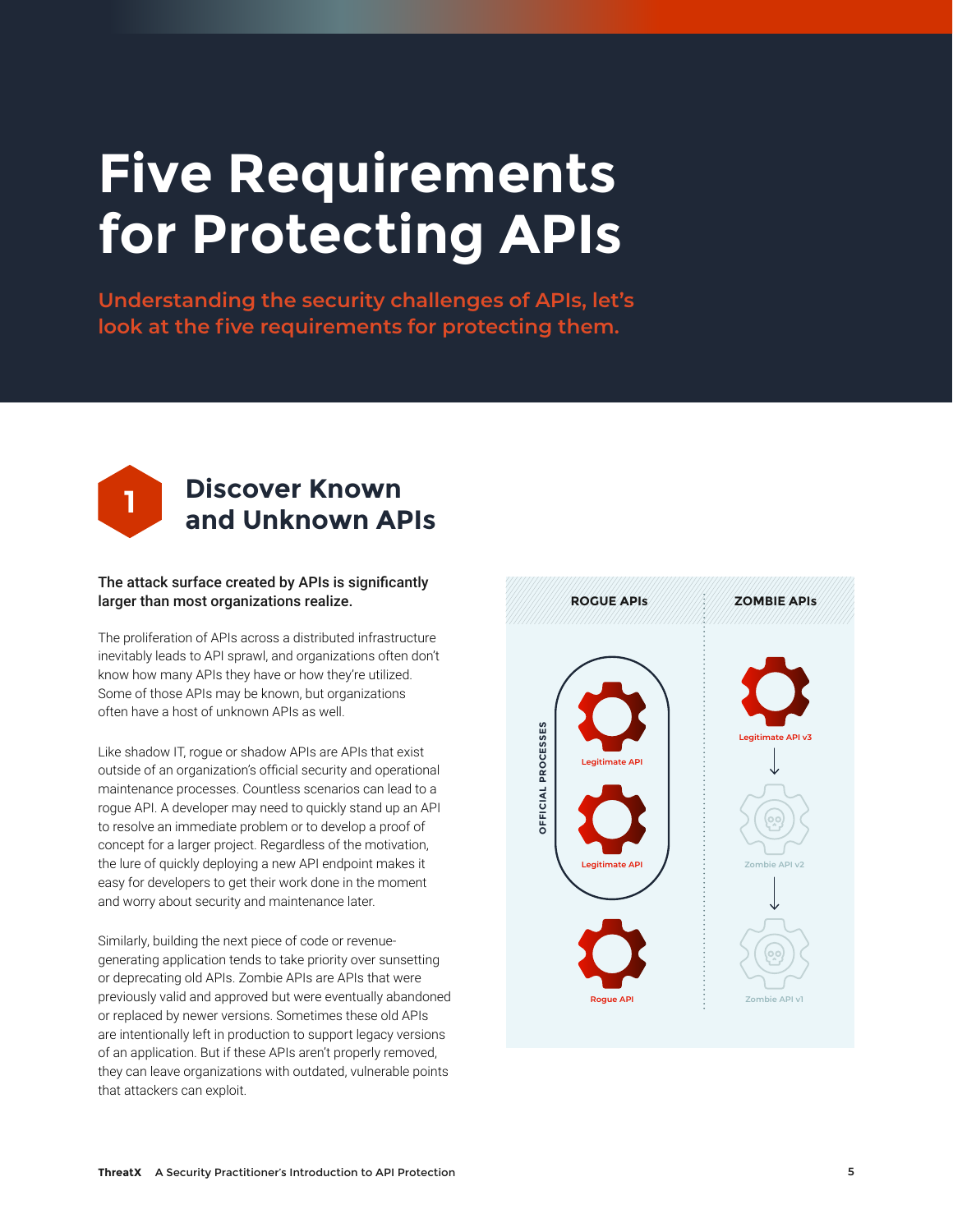# Five Requirements for Protecting APIs

**Understanding the security challenges of APIs, let's look at the five requirements for protecting them.**

## 1 Discover Known and Unknown APIs

**The attack surface created by APIs is significantly larger than most organizations realize.**

The proliferation of APIs across a distributed infrastructure inevitably leads to API sprawl, and organizations often don't know how many APIs they have or how they're utilized. Some of those APIs may be known, but organizations often have a host of unknown APIs as well.

Like shadow IT, rogue or shadow APIs are APIs that exist outside of an organization's official security and operational maintenance processes. Countless scenarios can lead to a rogue API. A developer may need to quickly stand up an API to resolve an immediate problem or to develop a proof of concept for a larger project. Regardless of the motivation, the lure of quickly deploying a new API endpoint makes it easy for developers to get their work done in the moment and worry about security and maintenance later.

Similarly, building the next piece of code or revenue-generating application tends to take priority over sunsetting or deprecating old APIs. Zombie APIs are APIs that were previously valid and approved but were eventually abandoned or replaced by newer versions. Sometimes these old APIs are intentionally left in production to support legacy versions of an application. But if these APIs aren't properly removed, they can leave organizations with outdated, vulnerable points that attackers can exploit.

ROGUE APIs | ZOMBIE APIs

OFFICIAL PROCESSES: Legitimate API, Legitimate API

Rogue API

Legitimate API v3 → Zombie API v2 → Zombie API v1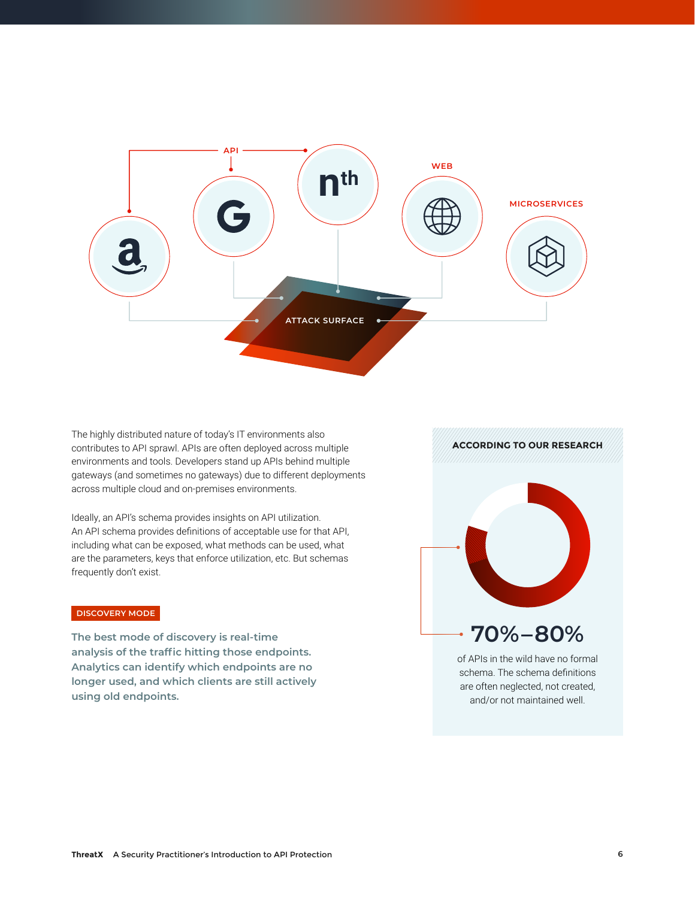API

WEB

MICROSERVICES

ATTACK SURFACE

The highly distributed nature of today's IT environments also contributes to API sprawl. APIs are often deployed across multiple environments and tools. Developers stand up APIs behind multiple gateways (and sometimes no gateways) due to different deployments across multiple cloud and on-premises environments.

Ideally, an API's schema provides insights on API utilization. An API schema provides definitions of acceptable use for that API, including what can be exposed, what methods can be used, what are the parameters, keys that enforce utilization, etc. But schemas frequently don't exist.

**DISCOVERY MODE**

**The best mode of discovery is real-time analysis of the traffic hitting those endpoints. Analytics can identify which endpoints are no longer used, and which clients are still actively using old endpoints.**

**ACCORDING TO OUR RESEARCH**

## 70%–80%

of APIs in the wild have no formal schema. The schema definitions are often neglected, not created, and/or not maintained well.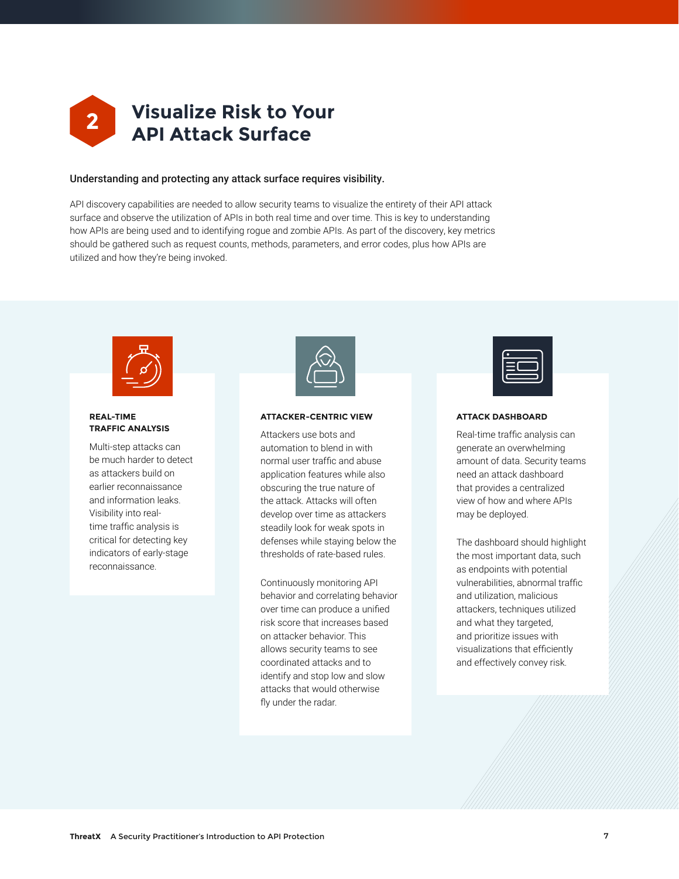# 2 Visualize Risk to Your API Attack Surface

**Understanding and protecting any attack surface requires visibility.**

API discovery capabilities are needed to allow security teams to visualize the entirety of their API attack surface and observe the utilization of APIs in both real time and over time. This is key to understanding how APIs are being used and to identifying rogue and zombie APIs. As part of the discovery, key metrics should be gathered such as request counts, methods, parameters, and error codes, plus how APIs are utilized and how they're being invoked.

### REAL-TIME TRAFFIC ANALYSIS

Multi-step attacks can be much harder to detect as attackers build on earlier reconnaissance and information leaks. Visibility into real-time traffic analysis is critical for detecting key indicators of early-stage reconnaissance.

### ATTACKER-CENTRIC VIEW

Attackers use bots and automation to blend in with normal user traffic and abuse application features while also obscuring the true nature of the attack. Attacks will often develop over time as attackers steadily look for weak spots in defenses while staying below the thresholds of rate-based rules.

Continuously monitoring API behavior and correlating behavior over time can produce a unified risk score that increases based on attacker behavior. This allows security teams to see coordinated attacks and to identify and stop low and slow attacks that would otherwise fly under the radar.

### ATTACK DASHBOARD

Real-time traffic analysis can generate an overwhelming amount of data. Security teams need an attack dashboard that provides a centralized view of how and where APIs may be deployed.

The dashboard should highlight the most important data, such as endpoints with potential vulnerabilities, abnormal traffic and utilization, malicious attackers, techniques utilized and what they targeted, and prioritize issues with visualizations that efficiently and effectively convey risk.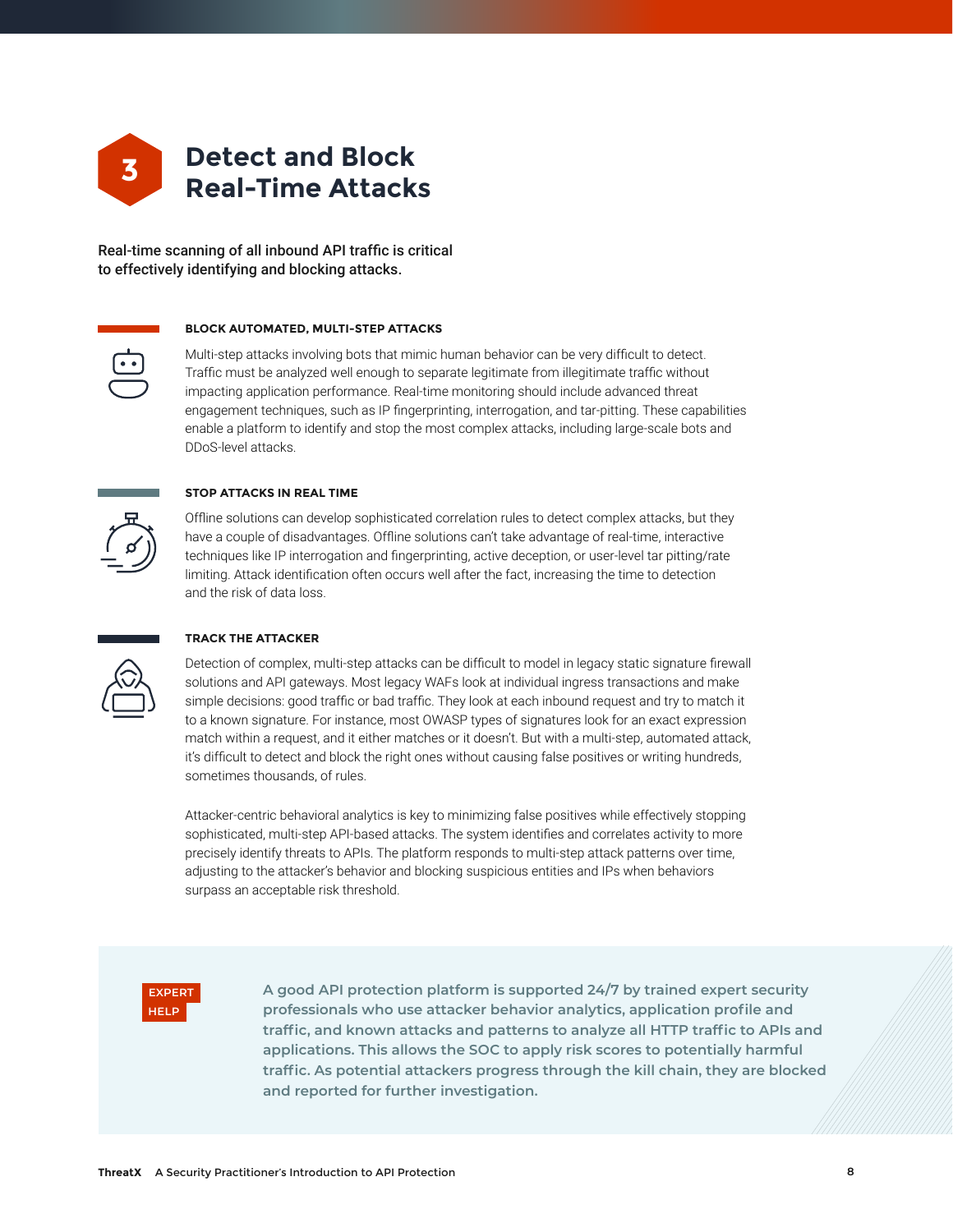# 3 Detect and Block Real-Time Attacks

**Real-time scanning of all inbound API traffic is critical to effectively identifying and blocking attacks.**

### BLOCK AUTOMATED, MULTI-STEP ATTACKS

Multi-step attacks involving bots that mimic human behavior can be very difficult to detect. Traffic must be analyzed well enough to separate legitimate from illegitimate traffic without impacting application performance. Real-time monitoring should include advanced threat engagement techniques, such as IP fingerprinting, interrogation, and tar-pitting. These capabilities enable a platform to identify and stop the most complex attacks, including large-scale bots and DDoS-level attacks.

### STOP ATTACKS IN REAL TIME

Offline solutions can develop sophisticated correlation rules to detect complex attacks, but they have a couple of disadvantages. Offline solutions can't take advantage of real-time, interactive techniques like IP interrogation and fingerprinting, active deception, or user-level tar pitting/rate limiting. Attack identification often occurs well after the fact, increasing the time to detection and the risk of data loss.

### TRACK THE ATTACKER

Detection of complex, multi-step attacks can be difficult to model in legacy static signature firewall solutions and API gateways. Most legacy WAFs look at individual ingress transactions and make simple decisions: good traffic or bad traffic. They look at each inbound request and try to match it to a known signature. For instance, most OWASP types of signatures look for an exact expression match within a request, and it either matches or it doesn't. But with a multi-step, automated attack, it's difficult to detect and block the right ones without causing false positives or writing hundreds, sometimes thousands, of rules.

Attacker-centric behavioral analytics is key to minimizing false positives while effectively stopping sophisticated, multi-step API-based attacks. The system identifies and correlates activity to more precisely identify threats to APIs. The platform responds to multi-step attack patterns over time, adjusting to the attacker's behavior and blocking suspicious entities and IPs when behaviors surpass an acceptable risk threshold.

**EXPERT HELP**

**A good API protection platform is supported 24/7 by trained expert security professionals who use attacker behavior analytics, application profile and traffic, and known attacks and patterns to analyze all HTTP traffic to APIs and applications. This allows the SOC to apply risk scores to potentially harmful traffic. As potential attackers progress through the kill chain, they are blocked and reported for further investigation.**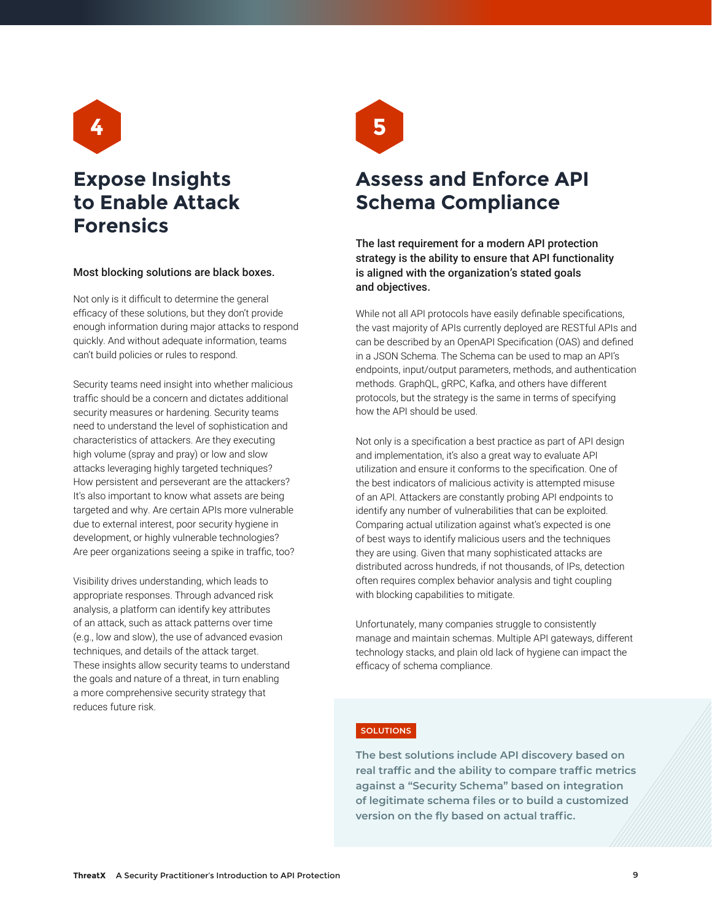4

## Expose Insights to Enable Attack Forensics

**Most blocking solutions are black boxes.**

Not only is it difficult to determine the general efficacy of these solutions, but they don't provide enough information during major attacks to respond quickly. And without adequate information, teams can't build policies or rules to respond.

Security teams need insight into whether malicious traffic should be a concern and dictates additional security measures or hardening. Security teams need to understand the level of sophistication and characteristics of attackers. Are they executing high volume (spray and pray) or low and slow attacks leveraging highly targeted techniques? How persistent and perseverant are the attackers? It's also important to know what assets are being targeted and why. Are certain APIs more vulnerable due to external interest, poor security hygiene in development, or highly vulnerable technologies? Are peer organizations seeing a spike in traffic, too?

Visibility drives understanding, which leads to appropriate responses. Through advanced risk analysis, a platform can identify key attributes of an attack, such as attack patterns over time (e.g., low and slow), the use of advanced evasion techniques, and details of the attack target. These insights allow security teams to understand the goals and nature of a threat, in turn enabling a more comprehensive security strategy that reduces future risk.

5

## Assess and Enforce API Schema Compliance

**The last requirement for a modern API protection strategy is the ability to ensure that API functionality is aligned with the organization's stated goals and objectives.**

While not all API protocols have easily definable specifications, the vast majority of APIs currently deployed are RESTful APIs and can be described by an OpenAPI Specification (OAS) and defined in a JSON Schema. The Schema can be used to map an API's endpoints, input/output parameters, methods, and authentication methods. GraphQL, gRPC, Kafka, and others have different protocols, but the strategy is the same in terms of specifying how the API should be used.

Not only is a specification a best practice as part of API design and implementation, it's also a great way to evaluate API utilization and ensure it conforms to the specification. One of the best indicators of malicious activity is attempted misuse of an API. Attackers are constantly probing API endpoints to identify any number of vulnerabilities that can be exploited. Comparing actual utilization against what's expected is one of best ways to identify malicious users and the techniques they are using. Given that many sophisticated attacks are distributed across hundreds, if not thousands, of IPs, detection often requires complex behavior analysis and tight coupling with blocking capabilities to mitigate.

Unfortunately, many companies struggle to consistently manage and maintain schemas. Multiple API gateways, different technology stacks, and plain old lack of hygiene can impact the efficacy of schema compliance.

SOLUTIONS

**The best solutions include API discovery based on real traffic and the ability to compare traffic metrics against a "Security Schema" based on integration of legitimate schema files or to build a customized version on the fly based on actual traffic.**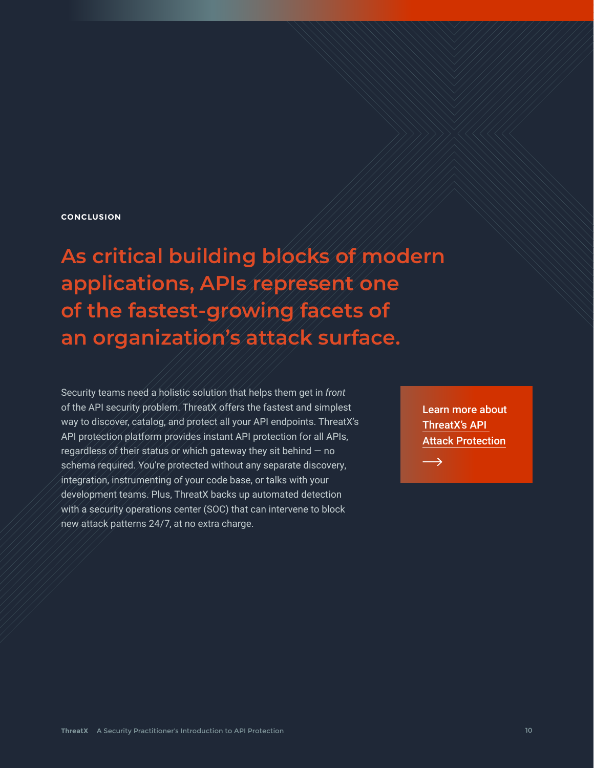**CONCLUSION**

# As critical building blocks of modern applications, APIs represent one of the fastest-growing facets of an organization's attack surface.

Security teams need a holistic solution that helps them get in *front* of the API security problem. ThreatX offers the fastest and simplest way to discover, catalog, and protect all your API endpoints. ThreatX's API protection platform provides instant API protection for all APIs, regardless of their status or which gateway they sit behind — no schema required. You're protected without any separate discovery, integration, instrumenting of your code base, or talks with your development teams. Plus, ThreatX backs up automated detection with a security operations center (SOC) that can intervene to block new attack patterns 24/7, at no extra charge.

Learn more about ThreatX's API Attack Protection

⟶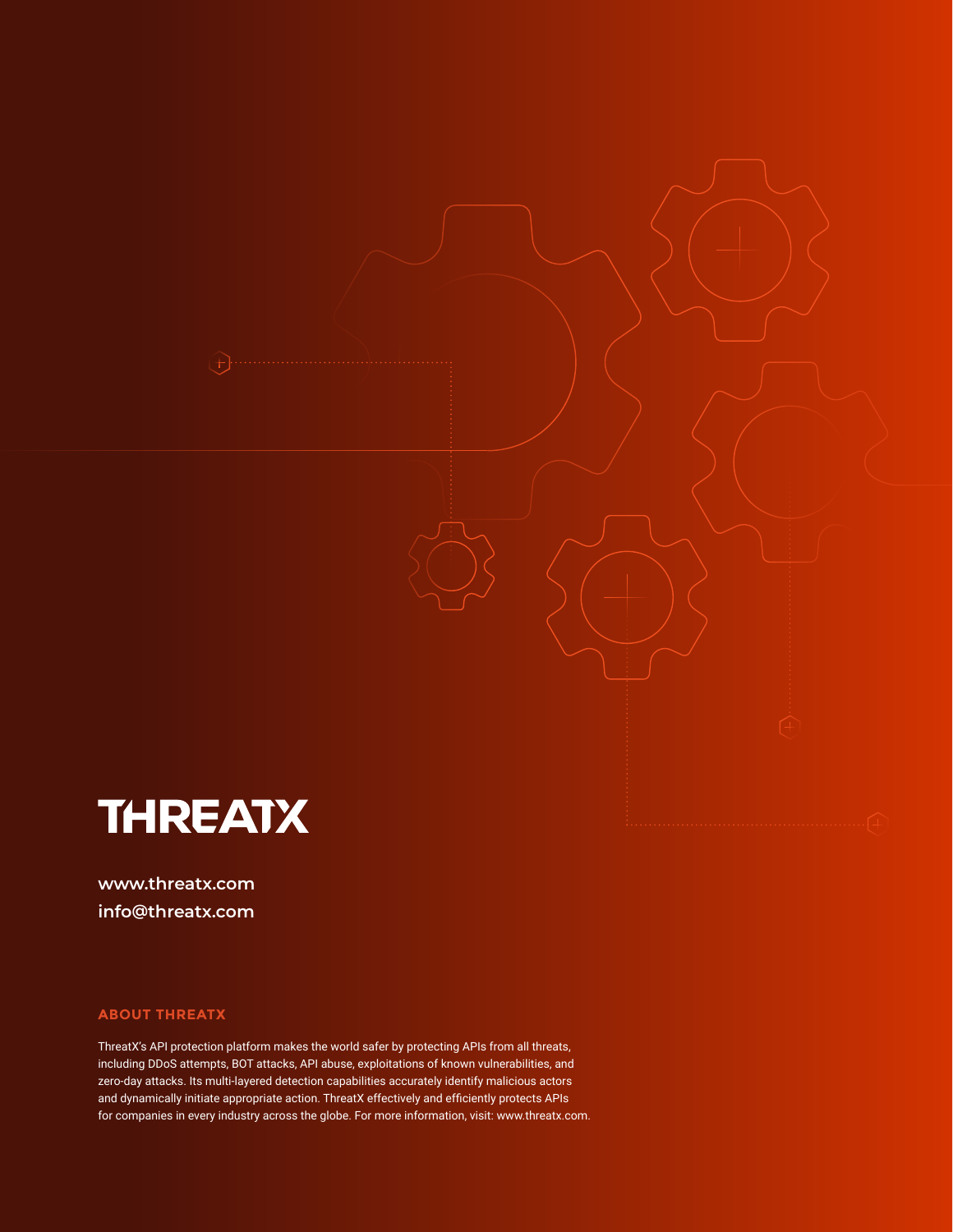THREATX

**www.threatx.com**
**info@threatx.com**

## ABOUT THREATX

ThreatX's API protection platform makes the world safer by protecting APIs from all threats, including DDoS attempts, BOT attacks, API abuse, exploitations of known vulnerabilities, and zero-day attacks. Its multi-layered detection capabilities accurately identify malicious actors and dynamically initiate appropriate action. ThreatX effectively and efficiently protects APIs for companies in every industry across the globe. For more information, visit: www.threatx.com.